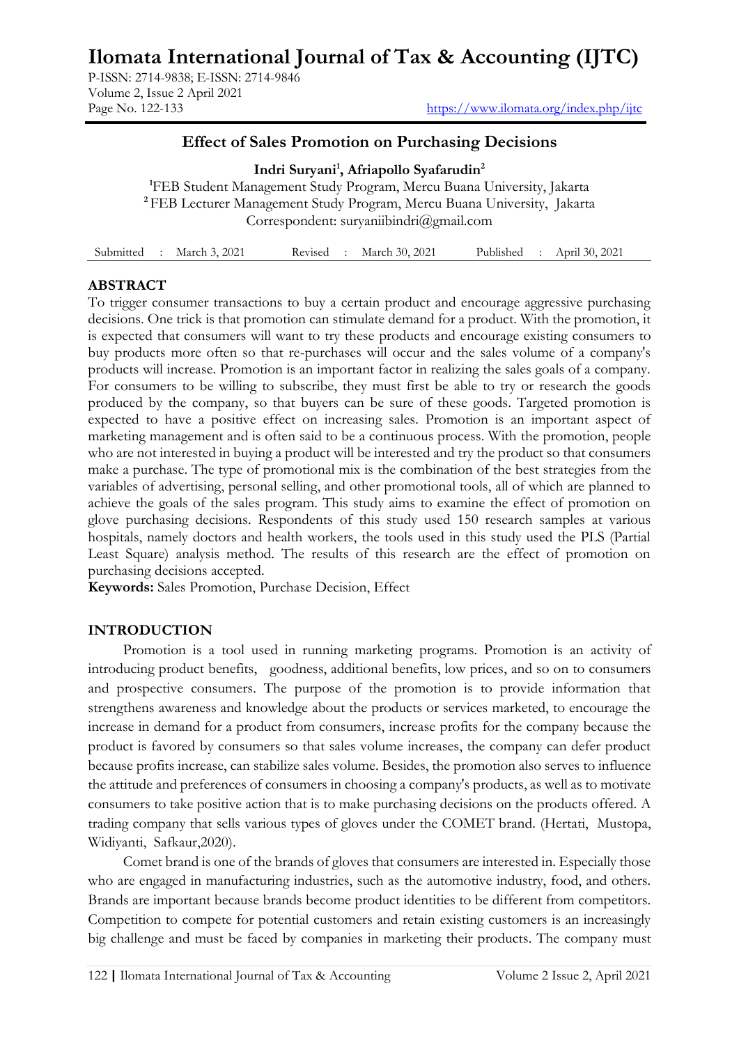# Ilomata International Journal of Tax & Accounting (IJTC)

P-ISSN: 2714-9838; E-ISSN: 2714-9846
Volume 2, Issue 2 April 2021
Page No. 122-133
https://www.ilomata.org/index.php/ijtc

## Effect of Sales Promotion on Purchasing Decisions

**Indri Suryani[1], Afriapollo Syafarudin[2]**

[1]FEB Student Management Study Program, Mercu Buana University, Jakarta
[2]FEB Lecturer Management Study Program, Mercu Buana University, Jakarta
Correspondent: suryaniibindri@gmail.com

| Submitted : March 3, 2021 | Revised : March 30, 2021 | Published : April 30, 2021 |
|---|---|---|

### ABSTRACT

To trigger consumer transactions to buy a certain product and encourage aggressive purchasing decisions. One trick is that promotion can stimulate demand for a product. With the promotion, it is expected that consumers will want to try these products and encourage existing consumers to buy products more often so that re-purchases will occur and the sales volume of a company's products will increase. Promotion is an important factor in realizing the sales goals of a company. For consumers to be willing to subscribe, they must first be able to try or research the goods produced by the company, so that buyers can be sure of these goods. Targeted promotion is expected to have a positive effect on increasing sales. Promotion is an important aspect of marketing management and is often said to be a continuous process. With the promotion, people who are not interested in buying a product will be interested and try the product so that consumers make a purchase. The type of promotional mix is the combination of the best strategies from the variables of advertising, personal selling, and other promotional tools, all of which are planned to achieve the goals of the sales program. This study aims to examine the effect of promotion on glove purchasing decisions. Respondents of this study used 150 research samples at various hospitals, namely doctors and health workers, the tools used in this study used the PLS (Partial Least Square) analysis method. The results of this research are the effect of promotion on purchasing decisions accepted.

**Keywords:** Sales Promotion, Purchase Decision, Effect

### INTRODUCTION

Promotion is a tool used in running marketing programs. Promotion is an activity of introducing product benefits, goodness, additional benefits, low prices, and so on to consumers and prospective consumers. The purpose of the promotion is to provide information that strengthens awareness and knowledge about the products or services marketed, to encourage the increase in demand for a product from consumers, increase profits for the company because the product is favored by consumers so that sales volume increases, the company can defer product because profits increase, can stabilize sales volume. Besides, the promotion also serves to influence the attitude and preferences of consumers in choosing a company's products, as well as to motivate consumers to take positive action that is to make purchasing decisions on the products offered. A trading company that sells various types of gloves under the COMET brand. (Hertati, Mustopa, Widiyanti, Safkaur,2020).

Comet brand is one of the brands of gloves that consumers are interested in. Especially those who are engaged in manufacturing industries, such as the automotive industry, food, and others. Brands are important because brands become product identities to be different from competitors. Competition to compete for potential customers and retain existing customers is an increasingly big challenge and must be faced by companies in marketing their products. The company must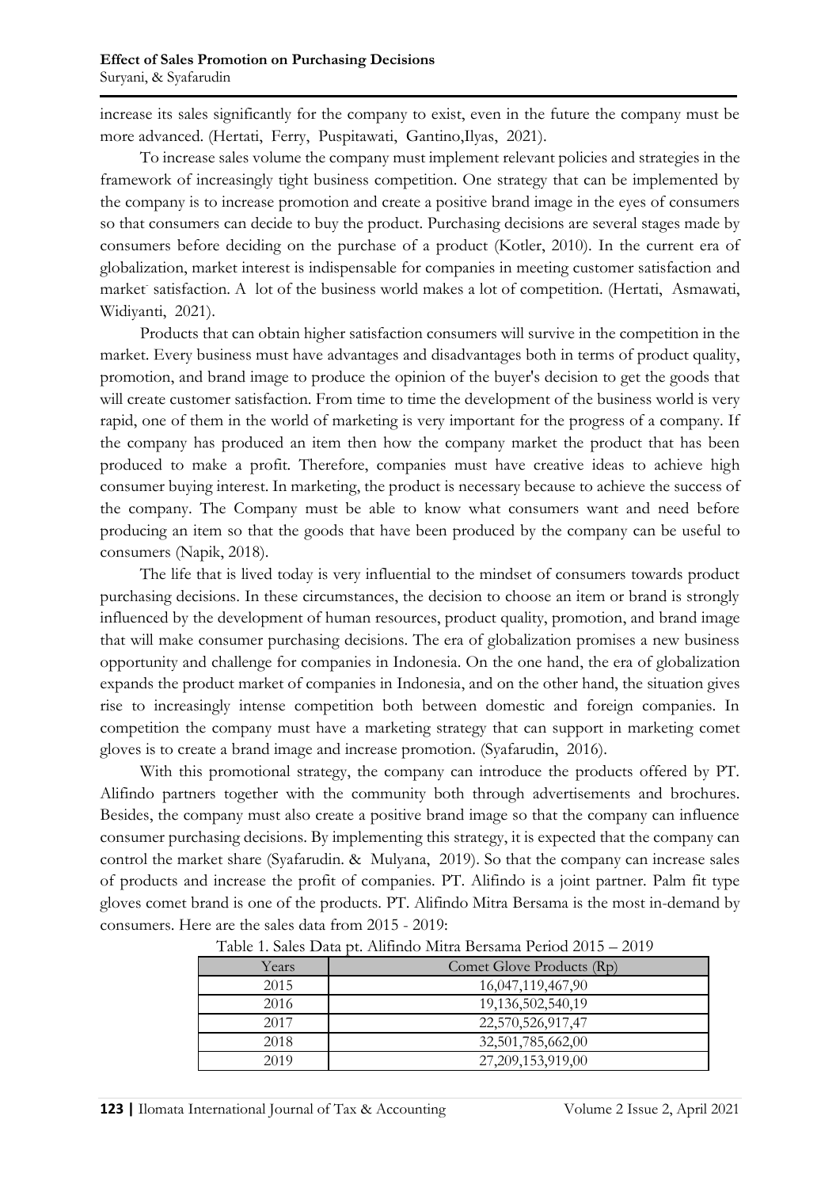increase its sales significantly for the company to exist, even in the future the company must be more advanced. (Hertati, Ferry, Puspitawati, Gantino,Ilyas, 2021).

To increase sales volume the company must implement relevant policies and strategies in the framework of increasingly tight business competition. One strategy that can be implemented by the company is to increase promotion and create a positive brand image in the eyes of consumers so that consumers can decide to buy the product. Purchasing decisions are several stages made by consumers before deciding on the purchase of a product (Kotler, 2010). In the current era of globalization, market interest is indispensable for companies in meeting customer satisfaction and market satisfaction. A lot of the business world makes a lot of competition. (Hertati, Asmawati, Widiyanti, 2021).

Products that can obtain higher satisfaction consumers will survive in the competition in the market. Every business must have advantages and disadvantages both in terms of product quality, promotion, and brand image to produce the opinion of the buyer's decision to get the goods that will create customer satisfaction. From time to time the development of the business world is very rapid, one of them in the world of marketing is very important for the progress of a company. If the company has produced an item then how the company market the product that has been produced to make a profit. Therefore, companies must have creative ideas to achieve high consumer buying interest. In marketing, the product is necessary because to achieve the success of the company. The Company must be able to know what consumers want and need before producing an item so that the goods that have been produced by the company can be useful to consumers (Napik, 2018).

The life that is lived today is very influential to the mindset of consumers towards product purchasing decisions. In these circumstances, the decision to choose an item or brand is strongly influenced by the development of human resources, product quality, promotion, and brand image that will make consumer purchasing decisions. The era of globalization promises a new business opportunity and challenge for companies in Indonesia. On the one hand, the era of globalization expands the product market of companies in Indonesia, and on the other hand, the situation gives rise to increasingly intense competition both between domestic and foreign companies. In competition the company must have a marketing strategy that can support in marketing comet gloves is to create a brand image and increase promotion. (Syafarudin, 2016).

With this promotional strategy, the company can introduce the products offered by PT. Alifindo partners together with the community both through advertisements and brochures. Besides, the company must also create a positive brand image so that the company can influence consumer purchasing decisions. By implementing this strategy, it is expected that the company can control the market share (Syafarudin. & Mulyana, 2019). So that the company can increase sales of products and increase the profit of companies. PT. Alifindo is a joint partner. Palm fit type gloves comet brand is one of the products. PT. Alifindo Mitra Bersama is the most in-demand by consumers. Here are the sales data from 2015 - 2019:

Table 1. Sales Data pt. Alifindo Mitra Bersama Period 2015 – 2019

| Years | Comet Glove Products (Rp) |
|---|---|
| 2015 | 16,047,119,467,90 |
| 2016 | 19,136,502,540,19 |
| 2017 | 22,570,526,917,47 |
| 2018 | 32,501,785,662,00 |
| 2019 | 27,209,153,919,00 |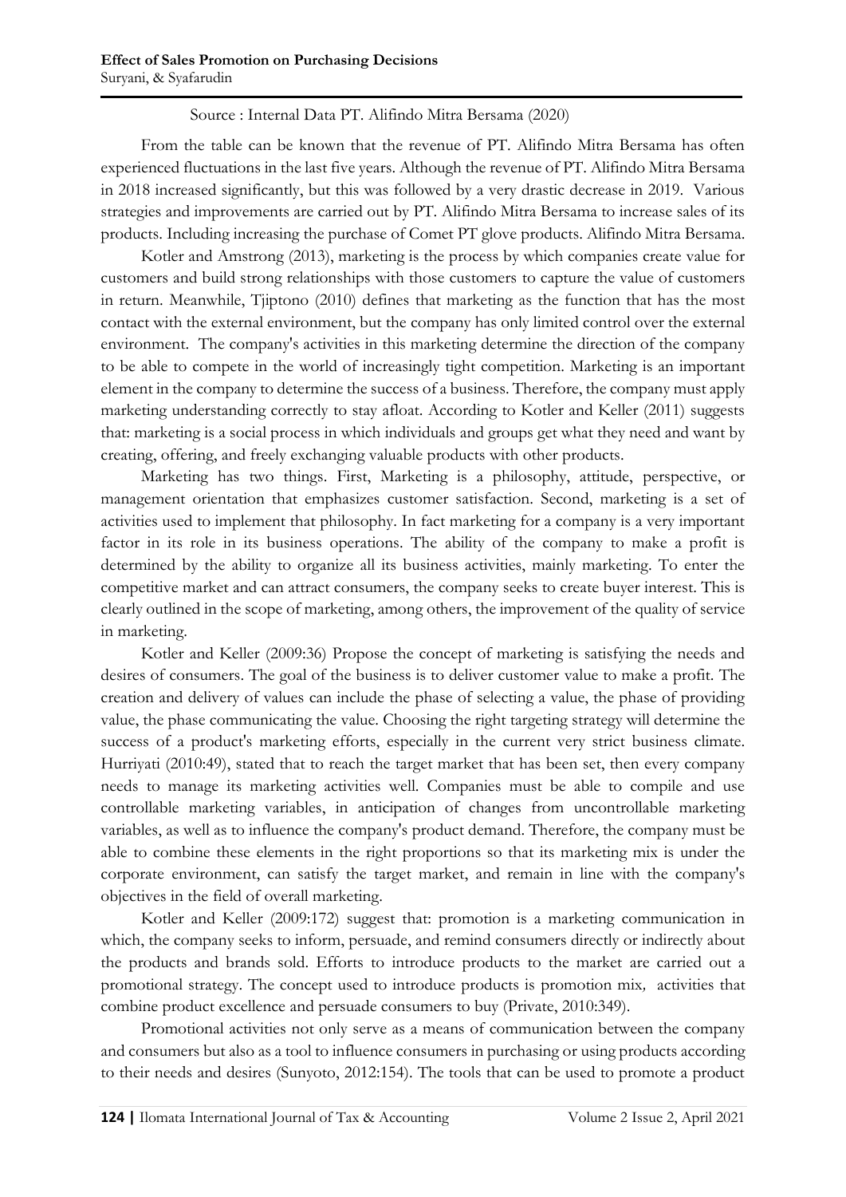Source : Internal Data PT. Alifindo Mitra Bersama (2020)

From the table can be known that the revenue of PT. Alifindo Mitra Bersama has often experienced fluctuations in the last five years. Although the revenue of PT. Alifindo Mitra Bersama in 2018 increased significantly, but this was followed by a very drastic decrease in 2019. Various strategies and improvements are carried out by PT. Alifindo Mitra Bersama to increase sales of its products. Including increasing the purchase of Comet PT glove products. Alifindo Mitra Bersama.

Kotler and Amstrong (2013), marketing is the process by which companies create value for customers and build strong relationships with those customers to capture the value of customers in return. Meanwhile, Tjiptono (2010) defines that marketing as the function that has the most contact with the external environment, but the company has only limited control over the external environment. The company's activities in this marketing determine the direction of the company to be able to compete in the world of increasingly tight competition. Marketing is an important element in the company to determine the success of a business. Therefore, the company must apply marketing understanding correctly to stay afloat. According to Kotler and Keller (2011) suggests that: marketing is a social process in which individuals and groups get what they need and want by creating, offering, and freely exchanging valuable products with other products.

Marketing has two things. First, Marketing is a philosophy, attitude, perspective, or management orientation that emphasizes customer satisfaction. Second, marketing is a set of activities used to implement that philosophy. In fact marketing for a company is a very important factor in its role in its business operations. The ability of the company to make a profit is determined by the ability to organize all its business activities, mainly marketing. To enter the competitive market and can attract consumers, the company seeks to create buyer interest. This is clearly outlined in the scope of marketing, among others, the improvement of the quality of service in marketing.

Kotler and Keller (2009:36) Propose the concept of marketing is satisfying the needs and desires of consumers. The goal of the business is to deliver customer value to make a profit. The creation and delivery of values can include the phase of selecting a value, the phase of providing value, the phase communicating the value. Choosing the right targeting strategy will determine the success of a product's marketing efforts, especially in the current very strict business climate. Hurriyati (2010:49), stated that to reach the target market that has been set, then every company needs to manage its marketing activities well. Companies must be able to compile and use controllable marketing variables, in anticipation of changes from uncontrollable marketing variables, as well as to influence the company's product demand. Therefore, the company must be able to combine these elements in the right proportions so that its marketing mix is under the corporate environment, can satisfy the target market, and remain in line with the company's objectives in the field of overall marketing.

Kotler and Keller (2009:172) suggest that: promotion is a marketing communication in which, the company seeks to inform, persuade, and remind consumers directly or indirectly about the products and brands sold. Efforts to introduce products to the market are carried out a promotional strategy. The concept used to introduce products is promotion mix*,* activities that combine product excellence and persuade consumers to buy (Private, 2010:349).

Promotional activities not only serve as a means of communication between the company and consumers but also as a tool to influence consumers in purchasing or using products according to their needs and desires (Sunyoto, 2012:154). The tools that can be used to promote a product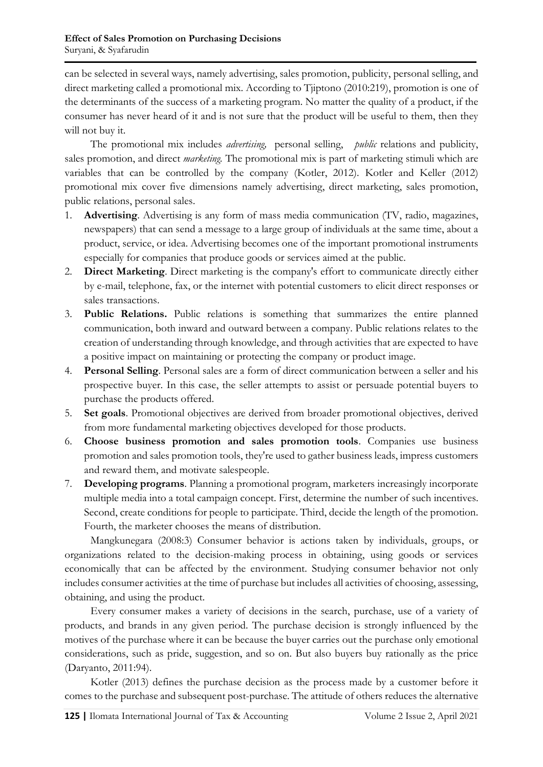can be selected in several ways, namely advertising, sales promotion, publicity, personal selling, and direct marketing called a promotional mix. According to Tjiptono (2010:219), promotion is one of the determinants of the success of a marketing program. No matter the quality of a product, if the consumer has never heard of it and is not sure that the product will be useful to them, then they will not buy it.

The promotional mix includes *advertising,* personal selling, *public* relations and publicity, sales promotion, and direct *marketing*. The promotional mix is part of marketing stimuli which are variables that can be controlled by the company (Kotler, 2012). Kotler and Keller (2012) promotional mix cover five dimensions namely advertising, direct marketing, sales promotion, public relations, personal sales.

1. **Advertising**. Advertising is any form of mass media communication (TV, radio, magazines, newspapers) that can send a message to a large group of individuals at the same time, about a product, service, or idea. Advertising becomes one of the important promotional instruments especially for companies that produce goods or services aimed at the public.
2. **Direct Marketing**. Direct marketing is the company's effort to communicate directly either by e-mail, telephone, fax, or the internet with potential customers to elicit direct responses or sales transactions.
3. **Public Relations.** Public relations is something that summarizes the entire planned communication, both inward and outward between a company. Public relations relates to the creation of understanding through knowledge, and through activities that are expected to have a positive impact on maintaining or protecting the company or product image.
4. **Personal Selling**. Personal sales are a form of direct communication between a seller and his prospective buyer. In this case, the seller attempts to assist or persuade potential buyers to purchase the products offered.
5. **Set goals**. Promotional objectives are derived from broader promotional objectives, derived from more fundamental marketing objectives developed for those products.
6. **Choose business promotion and sales promotion tools**. Companies use business promotion and sales promotion tools, they're used to gather business leads, impress customers and reward them, and motivate salespeople.
7. **Developing programs**. Planning a promotional program, marketers increasingly incorporate multiple media into a total campaign concept. First, determine the number of such incentives. Second, create conditions for people to participate. Third, decide the length of the promotion. Fourth, the marketer chooses the means of distribution.

Mangkunegara (2008:3) Consumer behavior is actions taken by individuals, groups, or organizations related to the decision-making process in obtaining, using goods or services economically that can be affected by the environment. Studying consumer behavior not only includes consumer activities at the time of purchase but includes all activities of choosing, assessing, obtaining, and using the product.

Every consumer makes a variety of decisions in the search, purchase, use of a variety of products, and brands in any given period. The purchase decision is strongly influenced by the motives of the purchase where it can be because the buyer carries out the purchase only emotional considerations, such as pride, suggestion, and so on. But also buyers buy rationally as the price (Daryanto, 2011:94).

Kotler (2013) defines the purchase decision as the process made by a customer before it comes to the purchase and subsequent post-purchase. The attitude of others reduces the alternative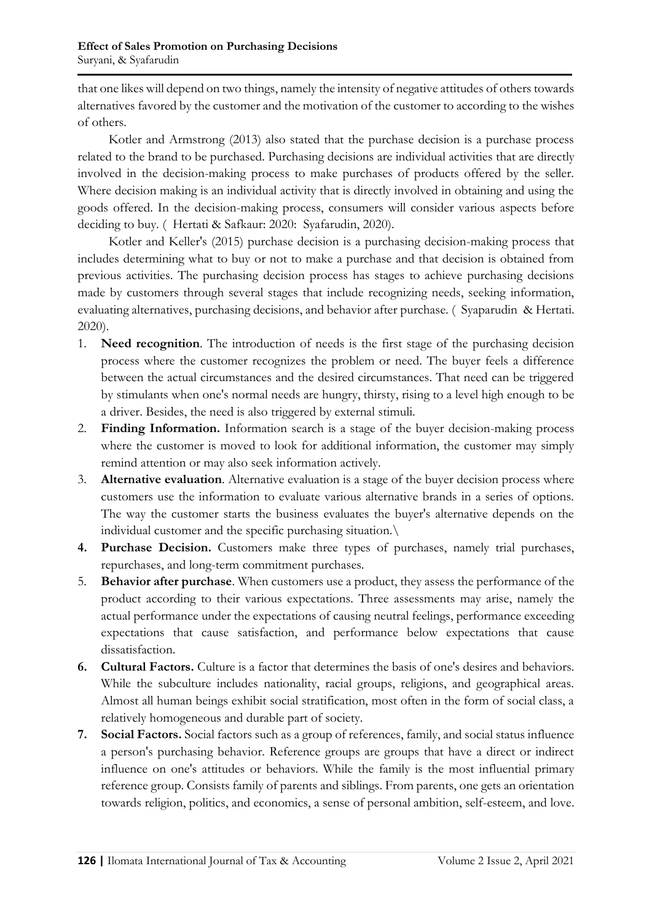that one likes will depend on two things, namely the intensity of negative attitudes of others towards alternatives favored by the customer and the motivation of the customer to according to the wishes of others.

Kotler and Armstrong (2013) also stated that the purchase decision is a purchase process related to the brand to be purchased. Purchasing decisions are individual activities that are directly involved in the decision-making process to make purchases of products offered by the seller. Where decision making is an individual activity that is directly involved in obtaining and using the goods offered. In the decision-making process, consumers will consider various aspects before deciding to buy. ( Hertati & Safkaur: 2020: Syafarudin, 2020).

Kotler and Keller's (2015) purchase decision is a purchasing decision-making process that includes determining what to buy or not to make a purchase and that decision is obtained from previous activities. The purchasing decision process has stages to achieve purchasing decisions made by customers through several stages that include recognizing needs, seeking information, evaluating alternatives, purchasing decisions, and behavior after purchase. ( Syaparudin & Hertati. 2020).

1. **Need recognition**. The introduction of needs is the first stage of the purchasing decision process where the customer recognizes the problem or need. The buyer feels a difference between the actual circumstances and the desired circumstances. That need can be triggered by stimulants when one's normal needs are hungry, thirsty, rising to a level high enough to be a driver. Besides, the need is also triggered by external stimuli.
2. **Finding Information.** Information search is a stage of the buyer decision-making process where the customer is moved to look for additional information, the customer may simply remind attention or may also seek information actively.
3. **Alternative evaluation**. Alternative evaluation is a stage of the buyer decision process where customers use the information to evaluate various alternative brands in a series of options. The way the customer starts the business evaluates the buyer's alternative depends on the individual customer and the specific purchasing situation.\
4. **Purchase Decision.** Customers make three types of purchases, namely trial purchases, repurchases, and long-term commitment purchases.
5. **Behavior after purchase**. When customers use a product, they assess the performance of the product according to their various expectations. Three assessments may arise, namely the actual performance under the expectations of causing neutral feelings, performance exceeding expectations that cause satisfaction, and performance below expectations that cause dissatisfaction.
6. **Cultural Factors.** Culture is a factor that determines the basis of one's desires and behaviors. While the subculture includes nationality, racial groups, religions, and geographical areas. Almost all human beings exhibit social stratification, most often in the form of social class, a relatively homogeneous and durable part of society.
7. **Social Factors.** Social factors such as a group of references, family, and social status influence a person's purchasing behavior. Reference groups are groups that have a direct or indirect influence on one's attitudes or behaviors. While the family is the most influential primary reference group. Consists family of parents and siblings. From parents, one gets an orientation towards religion, politics, and economics, a sense of personal ambition, self-esteem, and love.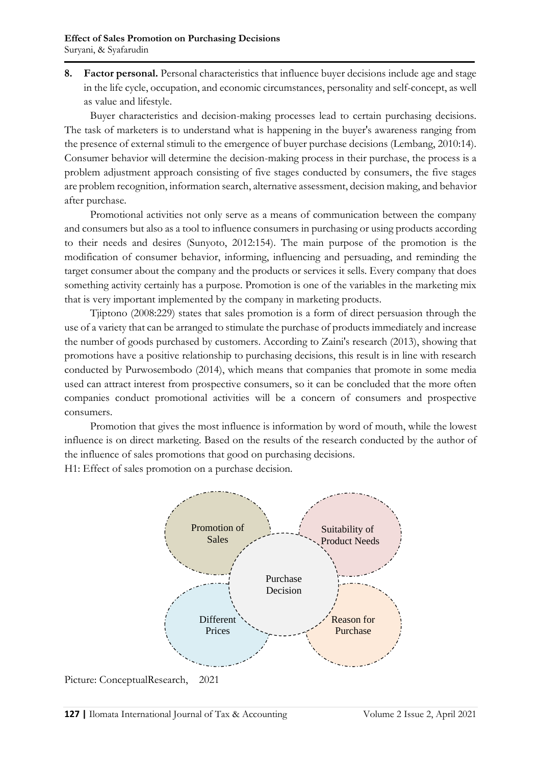8. **Factor personal.** Personal characteristics that influence buyer decisions include age and stage in the life cycle, occupation, and economic circumstances, personality and self-concept, as well as value and lifestyle.

Buyer characteristics and decision-making processes lead to certain purchasing decisions. The task of marketers is to understand what is happening in the buyer's awareness ranging from the presence of external stimuli to the emergence of buyer purchase decisions (Lembang, 2010:14). Consumer behavior will determine the decision-making process in their purchase, the process is a problem adjustment approach consisting of five stages conducted by consumers, the five stages are problem recognition, information search, alternative assessment, decision making, and behavior after purchase.

Promotional activities not only serve as a means of communication between the company and consumers but also as a tool to influence consumers in purchasing or using products according to their needs and desires (Sunyoto, 2012:154). The main purpose of the promotion is the modification of consumer behavior, informing, influencing and persuading, and reminding the target consumer about the company and the products or services it sells. Every company that does something activity certainly has a purpose. Promotion is one of the variables in the marketing mix that is very important implemented by the company in marketing products.

Tjiptono (2008:229) states that sales promotion is a form of direct persuasion through the use of a variety that can be arranged to stimulate the purchase of products immediately and increase the number of goods purchased by customers. According to Zaini's research (2013), showing that promotions have a positive relationship to purchasing decisions, this result is in line with research conducted by Purwosembodo (2014), which means that companies that promote in some media used can attract interest from prospective consumers, so it can be concluded that the more often companies conduct promotional activities will be a concern of consumers and prospective consumers.

Promotion that gives the most influence is information by word of mouth, while the lowest influence is on direct marketing. Based on the results of the research conducted by the author of the influence of sales promotions that good on purchasing decisions.

H1: Effect of sales promotion on a purchase decision.

Picture: ConceptualResearch, 2021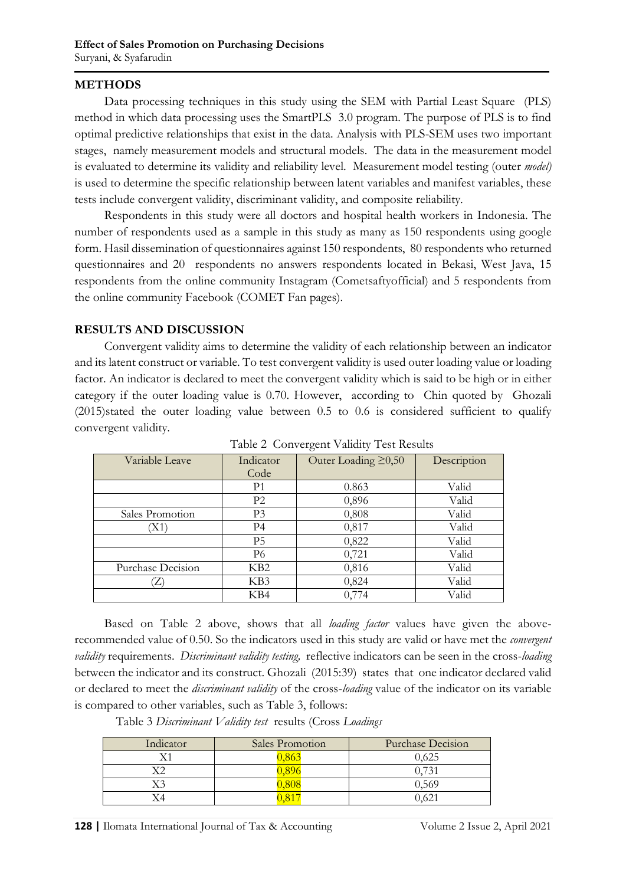## METHODS

Data processing techniques in this study using the SEM with Partial Least Square (PLS) method in which data processing uses the SmartPLS 3.0 program. The purpose of PLS is to find optimal predictive relationships that exist in the data. Analysis with PLS-SEM uses two important stages, namely measurement models and structural models. The data in the measurement model is evaluated to determine its validity and reliability level. Measurement model testing (outer *model)* is used to determine the specific relationship between latent variables and manifest variables, these tests include convergent validity, discriminant validity, and composite reliability.

Respondents in this study were all doctors and hospital health workers in Indonesia. The number of respondents used as a sample in this study as many as 150 respondents using google form. Hasil dissemination of questionnaires against 150 respondents, 80 respondents who returned questionnaires and 20 respondents no answers respondents located in Bekasi, West Java, 15 respondents from the online community Instagram (Cometsaftyofficial) and 5 respondents from the online community Facebook (COMET Fan pages).

## RESULTS AND DISCUSSION

Convergent validity aims to determine the validity of each relationship between an indicator and its latent construct or variable. To test convergent validity is used outer loading value or loading factor. An indicator is declared to meet the convergent validity which is said to be high or in either category if the outer loading value is 0.70. However, according to Chin quoted by Ghozali (2015)stated the outer loading value between 0.5 to 0.6 is considered sufficient to qualify convergent validity.

Table 2 Convergent Validity Test Results

| Variable Leave | Indicator Code | Outer Loading ≥0,50 | Description |
|---|---|---|---|
| | P1 | 0.863 | Valid |
| | P2 | 0,896 | Valid |
| Sales Promotion | P3 | 0,808 | Valid |
| (X1) | P4 | 0,817 | Valid |
| | P5 | 0,822 | Valid |
| | P6 | 0,721 | Valid |
| Purchase Decision | KB2 | 0,816 | Valid |
| (Z) | KB3 | 0,824 | Valid |
| | KB4 | 0,774 | Valid |

Based on Table 2 above, shows that all *loading factor* values have given the above-recommended value of 0.50. So the indicators used in this study are valid or have met the *convergent validity* requirements. *Discriminant validity testing,* reflective indicators can be seen in the cross-*loading* between the indicator and its construct. Ghozali (2015:39) states that one indicator declared valid or declared to meet the *discriminant validity* of the cross-*loading* value of the indicator on its variable is compared to other variables, such as Table 3, follows:

Table 3 *Discriminant Validity test* results (Cross *Loadings*

| Indicator | Sales Promotion | Purchase Decision |
|---|---|---|
| X1 | 0,863 | 0,625 |
| X2 | 0,896 | 0,731 |
| X3 | 0,808 | 0,569 |
| X4 | 0,817 | 0,621 |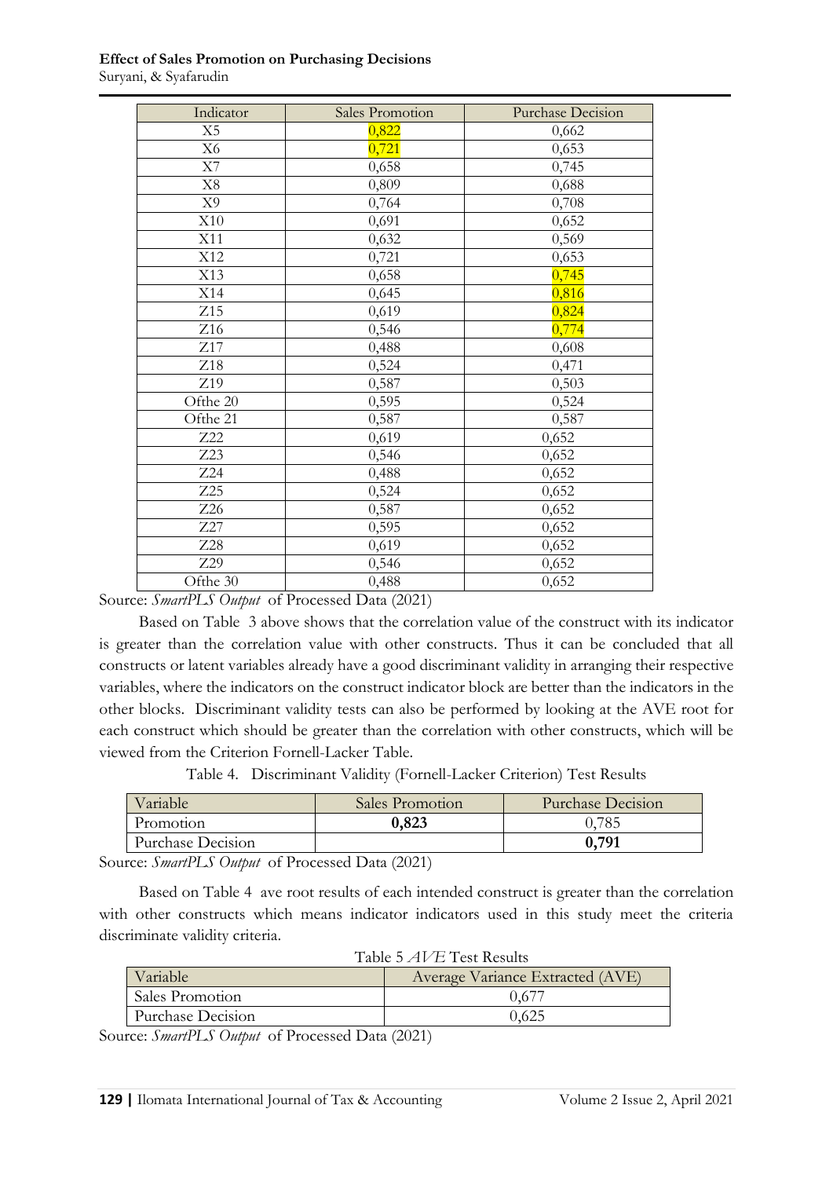| Indicator | Sales Promotion | Purchase Decision |
|---|---|---|
| X5 | 0,822 | 0,662 |
| X6 | 0,721 | 0,653 |
| X7 | 0,658 | 0,745 |
| X8 | 0,809 | 0,688 |
| X9 | 0,764 | 0,708 |
| X10 | 0,691 | 0,652 |
| X11 | 0,632 | 0,569 |
| X12 | 0,721 | 0,653 |
| X13 | 0,658 | 0,745 |
| X14 | 0,645 | 0,816 |
| Z15 | 0,619 | 0,824 |
| Z16 | 0,546 | 0,774 |
| Z17 | 0,488 | 0,608 |
| Z18 | 0,524 | 0,471 |
| Z19 | 0,587 | 0,503 |
| Ofthe 20 | 0,595 | 0,524 |
| Ofthe 21 | 0,587 | 0,587 |
| Z22 | 0,619 | 0,652 |
| Z23 | 0,546 | 0,652 |
| Z24 | 0,488 | 0,652 |
| Z25 | 0,524 | 0,652 |
| Z26 | 0,587 | 0,652 |
| Z27 | 0,595 | 0,652 |
| Z28 | 0,619 | 0,652 |
| Z29 | 0,546 | 0,652 |
| Ofthe 30 | 0,488 | 0,652 |

Source: *SmartPLS Output* of Processed Data (2021)

Based on Table 3 above shows that the correlation value of the construct with its indicator is greater than the correlation value with other constructs. Thus it can be concluded that all constructs or latent variables already have a good discriminant validity in arranging their respective variables, where the indicators on the construct indicator block are better than the indicators in the other blocks. Discriminant validity tests can also be performed by looking at the AVE root for each construct which should be greater than the correlation with other constructs, which will be viewed from the Criterion Fornell-Lacker Table.

Table 4. Discriminant Validity (Fornell-Lacker Criterion) Test Results

| Variable | Sales Promotion | Purchase Decision |
|---|---|---|
| Promotion | **0,823** | 0,785 |
| Purchase Decision | | **0,791** |

Source: *SmartPLS Output* of Processed Data (2021)

Based on Table 4 ave root results of each intended construct is greater than the correlation with other constructs which means indicator indicators used in this study meet the criteria discriminate validity criteria.

Table 5 *AVE* Test Results

| Variable | Average Variance Extracted (AVE) |
|---|---|
| Sales Promotion | 0,677 |
| Purchase Decision | 0,625 |

Source: *SmartPLS Output* of Processed Data (2021)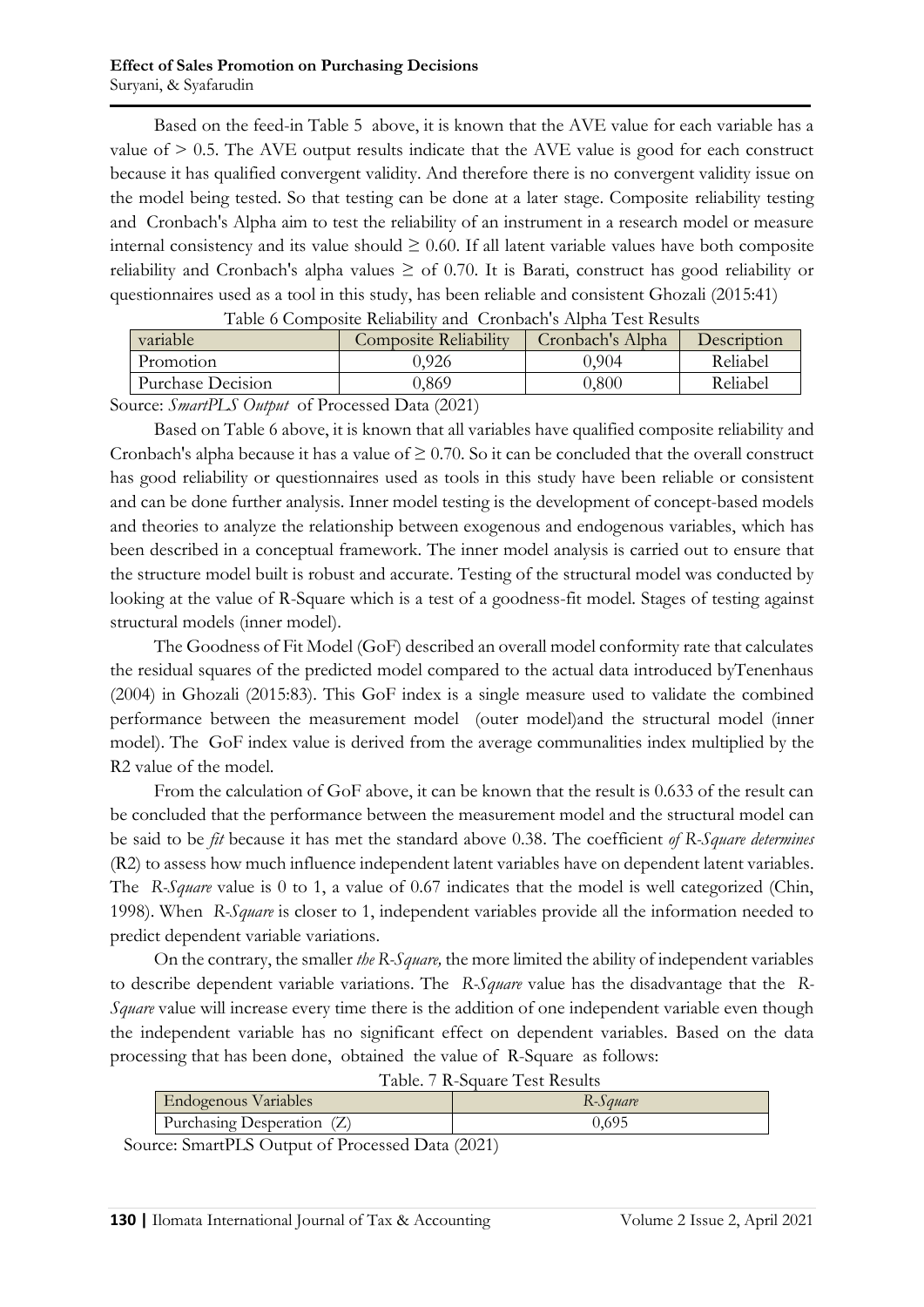Based on the feed-in Table 5 above, it is known that the AVE value for each variable has a value of > 0.5. The AVE output results indicate that the AVE value is good for each construct because it has qualified convergent validity. And therefore there is no convergent validity issue on the model being tested. So that testing can be done at a later stage. Composite reliability testing and Cronbach's Alpha aim to test the reliability of an instrument in a research model or measure internal consistency and its value should ≥ 0.60. If all latent variable values have both composite reliability and Cronbach's alpha values ≥ of 0.70. It is Barati, construct has good reliability or questionnaires used as a tool in this study, has been reliable and consistent Ghozali (2015:41)

Table 6 Composite Reliability and Cronbach's Alpha Test Results

| variable | Composite Reliability | Cronbach's Alpha | Description |
|---|---|---|---|
| Promotion | 0,926 | 0,904 | Reliabel |
| Purchase Decision | 0,869 | 0,800 | Reliabel |

Source: *SmartPLS Output* of Processed Data (2021)

Based on Table 6 above, it is known that all variables have qualified composite reliability and Cronbach's alpha because it has a value of ≥ 0.70. So it can be concluded that the overall construct has good reliability or questionnaires used as tools in this study have been reliable or consistent and can be done further analysis. Inner model testing is the development of concept-based models and theories to analyze the relationship between exogenous and endogenous variables, which has been described in a conceptual framework. The inner model analysis is carried out to ensure that the structure model built is robust and accurate. Testing of the structural model was conducted by looking at the value of R-Square which is a test of a goodness-fit model. Stages of testing against structural models (inner model).

The Goodness of Fit Model (GoF) described an overall model conformity rate that calculates the residual squares of the predicted model compared to the actual data introduced byTenenhaus (2004) in Ghozali (2015:83). This GoF index is a single measure used to validate the combined performance between the measurement model (outer model)and the structural model (inner model). The GoF index value is derived from the average communalities index multiplied by the R2 value of the model.

From the calculation of GoF above, it can be known that the result is 0.633 of the result can be concluded that the performance between the measurement model and the structural model can be said to be *fit* because it has met the standard above 0.38. The coefficient *of R-Square determines* (R2) to assess how much influence independent latent variables have on dependent latent variables. The *R-Square* value is 0 to 1, a value of 0.67 indicates that the model is well categorized (Chin, 1998). When *R-Square* is closer to 1, independent variables provide all the information needed to predict dependent variable variations.

On the contrary, the smaller *the R-Square,* the more limited the ability of independent variables to describe dependent variable variations. The *R-Square* value has the disadvantage that the *R-Square* value will increase every time there is the addition of one independent variable even though the independent variable has no significant effect on dependent variables. Based on the data processing that has been done, obtained the value of R-Square as follows:

Table. 7 R-Square Test Results

| Endogenous Variables | *R-Square* |
|---|---|
| Purchasing Desperation (Z) | 0,695 |

Source: SmartPLS Output of Processed Data (2021)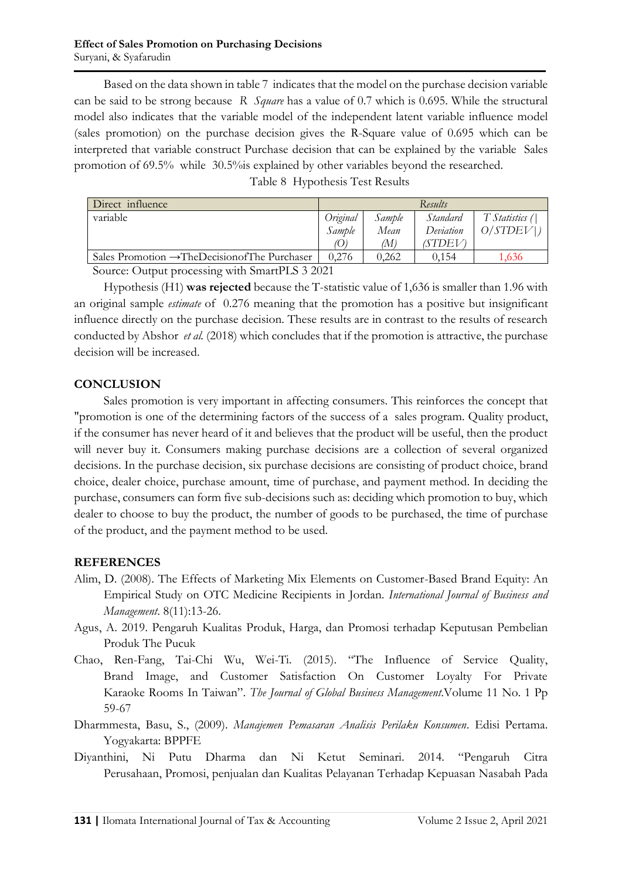Based on the data shown in table 7 indicates that the model on the purchase decision variable can be said to be strong because *R Square* has a value of 0.7 which is 0.695. While the structural model also indicates that the variable model of the independent latent variable influence model (sales promotion) on the purchase decision gives the R-Square value of 0.695 which can be interpreted that variable construct Purchase decision that can be explained by the variable Sales promotion of 69.5% while 30.5%is explained by other variables beyond the researched.

Table 8 Hypothesis Test Results

| Direct influence | *Results* | | | |
|---|---|---|---|---|
| variable | *Original Sample (O)* | *Sample Mean (M)* | *Standard Deviation (STDEV)* | *T Statistics (\|O/STDEV\|)* |
| Sales Promotion →TheDecisionofThe Purchaser | 0,276 | 0,262 | 0,154 | 1,636 |

Source: Output processing with SmartPLS 3 2021

Hypothesis (H1) **was rejected** because the T-statistic value of 1,636 is smaller than 1.96 with an original sample *estimate* of 0.276 meaning that the promotion has a positive but insignificant influence directly on the purchase decision. These results are in contrast to the results of research conducted by Abshor *et al.* (2018) which concludes that if the promotion is attractive, the purchase decision will be increased.

## CONCLUSION

Sales promotion is very important in affecting consumers. This reinforces the concept that "promotion is one of the determining factors of the success of a sales program. Quality product, if the consumer has never heard of it and believes that the product will be useful, then the product will never buy it. Consumers making purchase decisions are a collection of several organized decisions. In the purchase decision, six purchase decisions are consisting of product choice, brand choice, dealer choice, purchase amount, time of purchase, and payment method. In deciding the purchase, consumers can form five sub-decisions such as: deciding which promotion to buy, which dealer to choose to buy the product, the number of goods to be purchased, the time of purchase of the product, and the payment method to be used.

## REFERENCES

Alim, D. (2008). The Effects of Marketing Mix Elements on Customer-Based Brand Equity: An Empirical Study on OTC Medicine Recipients in Jordan. *International Journal of Business and Management*. 8(11):13-26.

Agus, A. 2019. Pengaruh Kualitas Produk, Harga, dan Promosi terhadap Keputusan Pembelian Produk The Pucuk

Chao, Ren-Fang, Tai-Chi Wu, Wei-Ti. (2015). "The Influence of Service Quality, Brand Image, and Customer Satisfaction On Customer Loyalty For Private Karaoke Rooms In Taiwan". *The Journal of Global Business Management.*Volume 11 No. 1 Pp 59-67

Dharmmesta, Basu, S., (2009). *Manajemen Pemasaran Analisis Perilaku Konsumen*. Edisi Pertama. Yogyakarta: BPPFE

Diyanthini, Ni Putu Dharma dan Ni Ketut Seminari. 2014. "Pengaruh Citra Perusahaan, Promosi, penjualan dan Kualitas Pelayanan Terhadap Kepuasan Nasabah Pada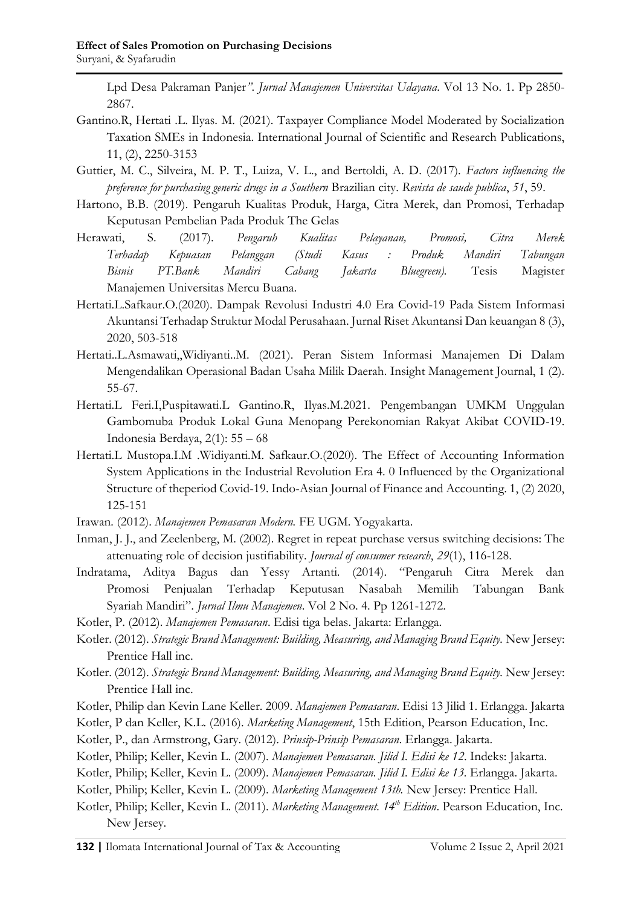Lpd Desa Pakraman Panjer*". Jurnal Manajemen Universitas Udayana*. Vol 13 No. 1. Pp 2850-2867.

Gantino.R, Hertati .L. Ilyas. M. (2021). Taxpayer Compliance Model Moderated by Socialization Taxation SMEs in Indonesia. International Journal of Scientific and Research Publications, 11, (2), 2250-3153

Guttier, M. C., Silveira, M. P. T., Luiza, V. L., and Bertoldi, A. D. (2017). *Factors influencing the preference for purchasing generic drugs in a Southern* Brazilian city. *Revista de saude publica*, *51*, 59.

Hartono, B.B. (2019). Pengaruh Kualitas Produk, Harga, Citra Merek, dan Promosi, Terhadap Keputusan Pembelian Pada Produk The Gelas

Herawati, S. (2017). *Pengaruh Kualitas Pelayanan, Promosi, Citra Merek Terhadap Kepuasan Pelanggan (Studi Kasus : Produk Mandiri Tabungan Bisnis PT.Bank Mandiri Cabang Jakarta Bluegreen).* Tesis Magister Manajemen Universitas Mercu Buana.

Hertati.L.Safkaur.O.(2020). Dampak Revolusi Industri 4.0 Era Covid-19 Pada Sistem Informasi Akuntansi Terhadap Struktur Modal Perusahaan. Jurnal Riset Akuntansi Dan keuangan 8 (3), 2020, 503-518

Hertati..L.Asmawati,,Widiyanti..M. (2021). Peran Sistem Informasi Manajemen Di Dalam Mengendalikan Operasional Badan Usaha Milik Daerah. Insight Management Journal, 1 (2). 55-67.

Hertati.L Feri.I,Puspitawati.L Gantino.R, Ilyas.M.2021. Pengembangan UMKM Unggulan Gambomuba Produk Lokal Guna Menopang Perekonomian Rakyat Akibat COVID-19. Indonesia Berdaya, 2(1): 55 – 68

Hertati.L Mustopa.I.M .Widiyanti.M. Safkaur.O.(2020). The Effect of Accounting Information System Applications in the Industrial Revolution Era 4. 0 Influenced by the Organizational Structure of theperiod Covid-19. Indo-Asian Journal of Finance and Accounting. 1, (2) 2020, 125-151

Irawan. (2012). *Manajemen Pemasaran Modern.* FE UGM. Yogyakarta.

Inman, J. J., and Zeelenberg, M. (2002). Regret in repeat purchase versus switching decisions: The attenuating role of decision justifiability. *Journal of consumer research*, *29*(1), 116-128.

Indratama, Aditya Bagus dan Yessy Artanti. (2014). "Pengaruh Citra Merek dan Promosi Penjualan Terhadap Keputusan Nasabah Memilih Tabungan Bank Syariah Mandiri". *Jurnal Ilmu Manajemen*. Vol 2 No. 4. Pp 1261-1272.

Kotler, P. (2012). *Manajemen Pemasaran*. Edisi tiga belas. Jakarta: Erlangga.

Kotler. (2012). *Strategic Brand Management: Building, Measuring, and Managing Brand Equity.* New Jersey: Prentice Hall inc.

Kotler. (2012). *Strategic Brand Management: Building, Measuring, and Managing Brand Equity.* New Jersey: Prentice Hall inc.

Kotler, Philip dan Kevin Lane Keller. 2009. *Manajemen Pemasaran*. Edisi 13 Jilid 1. Erlangga. Jakarta

Kotler, P dan Keller, K.L. (2016). *Marketing Management*, 15th Edition, Pearson Education, Inc.

Kotler, P., dan Armstrong, Gary. (2012). *Prinsip-Prinsip Pemasaran*. Erlangga. Jakarta.

Kotler, Philip; Keller, Kevin L. (2007). *Manajemen Pemasaran. Jilid I. Edisi ke 12*. Indeks: Jakarta.

Kotler, Philip; Keller, Kevin L. (2009). *Manajemen Pemasaran. Jilid I. Edisi ke 13.* Erlangga. Jakarta.

Kotler, Philip; Keller, Kevin L. (2009). *Marketing Management 13th.* New Jersey: Prentice Hall.

Kotler, Philip; Keller, Kevin L. (2011). *Marketing Management. 14th Edition*. Pearson Education, Inc. New Jersey.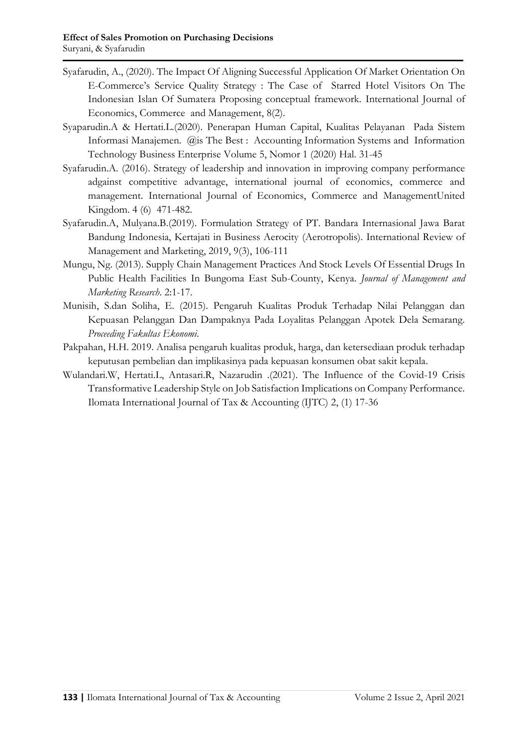Syafarudin, A., (2020). The Impact Of Aligning Successful Application Of Market Orientation On E-Commerce's Service Quality Strategy : The Case of Starred Hotel Visitors On The Indonesian Islan Of Sumatera Proposing conceptual framework. International Journal of Economics, Commerce and Management, 8(2).

Syaparudin.A & Hertati.L.(2020). Penerapan Human Capital, Kualitas Pelayanan Pada Sistem Informasi Manajemen. @is The Best : Accounting Information Systems and Information Technology Business Enterprise Volume 5, Nomor 1 (2020) Hal. 31-45

Syafarudin.A. (2016). Strategy of leadership and innovation in improving company performance adgainst competitive advantage, international journal of economics, commerce and management. International Journal of Economics, Commerce and ManagementUnited Kingdom. 4 (6) 471-482.

Syafarudin.A, Mulyana.B.(2019). Formulation Strategy of PT. Bandara Internasional Jawa Barat Bandung Indonesia, Kertajati in Business Aerocity (Aerotropolis). International Review of Management and Marketing, 2019, 9(3), 106-111

Mungu, Ng. (2013). Supply Chain Management Practices And Stock Levels Of Essential Drugs In Public Health Facilities In Bungoma East Sub-County, Kenya. *Journal of Management and Marketing Research*. 2:1-17.

Munisih, S.dan Soliha, E. (2015). Pengaruh Kualitas Produk Terhadap Nilai Pelanggan dan Kepuasan Pelanggan Dan Dampaknya Pada Loyalitas Pelanggan Apotek Dela Semarang. *Proceeding Fakultas Ekonomi*.

Pakpahan, H.H. 2019. Analisa pengaruh kualitas produk, harga, dan ketersediaan produk terhadap keputusan pembelian dan implikasinya pada kepuasan konsumen obat sakit kepala.

Wulandari.W, Hertati.L, Antasari.R, Nazarudin .(2021). The Influence of the Covid-19 Crisis Transformative Leadership Style on Job Satisfaction Implications on Company Performance. Ilomata International Journal of Tax & Accounting (IJTC) 2, (1) 17-36